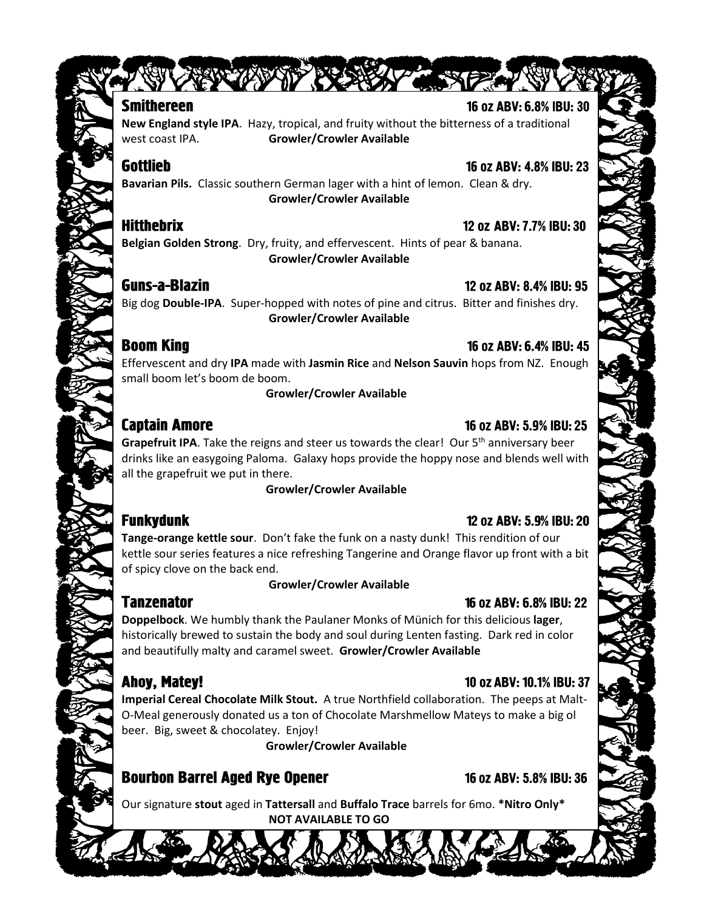## Smithereen

16 oz ABV: 6.8% IBU: 30

**New England style IPA**. Hazy, tropical, and fruity without the bitterness of a traditional west coast IPA. **Growler/Crowler Available**

## Gottlieb

16 oz ABV: 4.8% IBU: 23

**Bavarian Pils.** Classic southern German lager with a hint of lemon. Clean & dry.

**Growler/Crowler Available**

## Hitthebrix

12 oz ABV: 7.7% IBU: 30

**Belgian Golden Strong**. Dry, fruity, and effervescent. Hints of pear & banana.

**Growler/Crowler Available**

## Guns-a-Blazin

12 oz ABV: 8.4% IBU: 95

Big dog **Double-IPA**. Super-hopped with notes of pine and citrus. Bitter and finishes dry.

**Growler/Crowler Available**

## Boom King

16 oz ABV: 6.4% IBU: 45

Effervescent and dry **IPA** made with **Jasmin Rice** and **Nelson Sauvin** hops from NZ. Enough small boom let's boom de boom.

**Growler/Crowler Available**

## Captain Amore

16 oz ABV: 5.9% IBU: 25

**Grapefruit IPA**. Take the reigns and steer us towards the clear! Our 5th anniversary beer drinks like an easygoing Paloma. Galaxy hops provide the hoppy nose and blends well with all the grapefruit we put in there.

**Growler/Crowler Available**

## Funkydunk

12 oz ABV: 5.9% IBU: 20

**Tange-orange kettle sour**. Don't fake the funk on a nasty dunk! This rendition of our kettle sour series features a nice refreshing Tangerine and Orange flavor up front with a bit of spicy clove on the back end.

**Growler/Crowler Available**

## Tanzenator

16 oz ABV: 6.8% IBU: 22

**Doppelbock**. We humbly thank the Paulaner Monks of Münich for this delicious **lager**, historically brewed to sustain the body and soul during Lenten fasting. Dark red in color and beautifully malty and caramel sweet. **Growler/Crowler Available**

## Ahoy, Matey!

10 oz ABV: 10.1% IBU: 37

**Imperial Cereal Chocolate Milk Stout.** A true Northfield collaboration. The peeps at Malt-O-Meal generously donated us a ton of Chocolate Marshmellow Mateys to make a big ol beer. Big, sweet & chocolatey. Enjoy!

**Growler/Crowler Available**

## Bourbon Barrel Aged Rye Opener

16 oz ABV: 5.8% IBU: 36

Our signature **stout** aged in **Tattersall** and **Buffalo Trace** barrels for 6mo. ***Nitro Only***

**NOT AVAILABLE TO GO**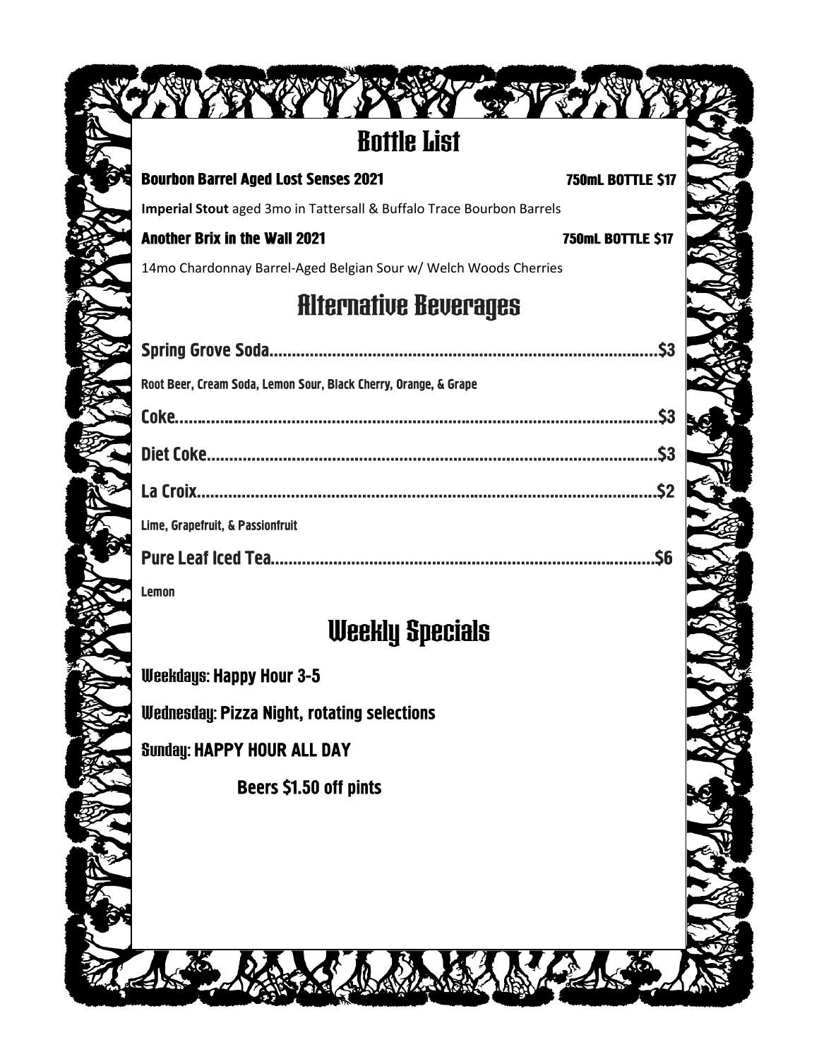# Bottle List

**Bourbon Barrel Aged Lost Senses 2021** 750mL BOTTLE $17

**Imperial Stout** aged 3mo in Tattersall & Buffalo Trace Bourbon Barrels

**Another Brix in the Wall 2021** 750mL BOTTLE $17

14mo Chardonnay Barrel-Aged Belgian Sour w/ Welch Woods Cherries

# Alternative Beverages

**Spring Grove Soda..........................................................................................$3**

Root Beer, Cream Soda, Lemon Sour, Black Cherry, Orange, & Grape

**Coke...............................................................................................................$3**

**Diet Coke.......................................................................................................$3**

**La Croix.........................................................................................................$2**

Lime, Grapefruit, & Passionfruit

**Pure Leaf Iced Tea.........................................................................................$6**

Lemon

# Weekly Specials

Weekdays: Happy Hour 3-5

Wednesday: Pizza Night, rotating selections

Sunday: HAPPY HOUR ALL DAY

Beers $1.50 off pints